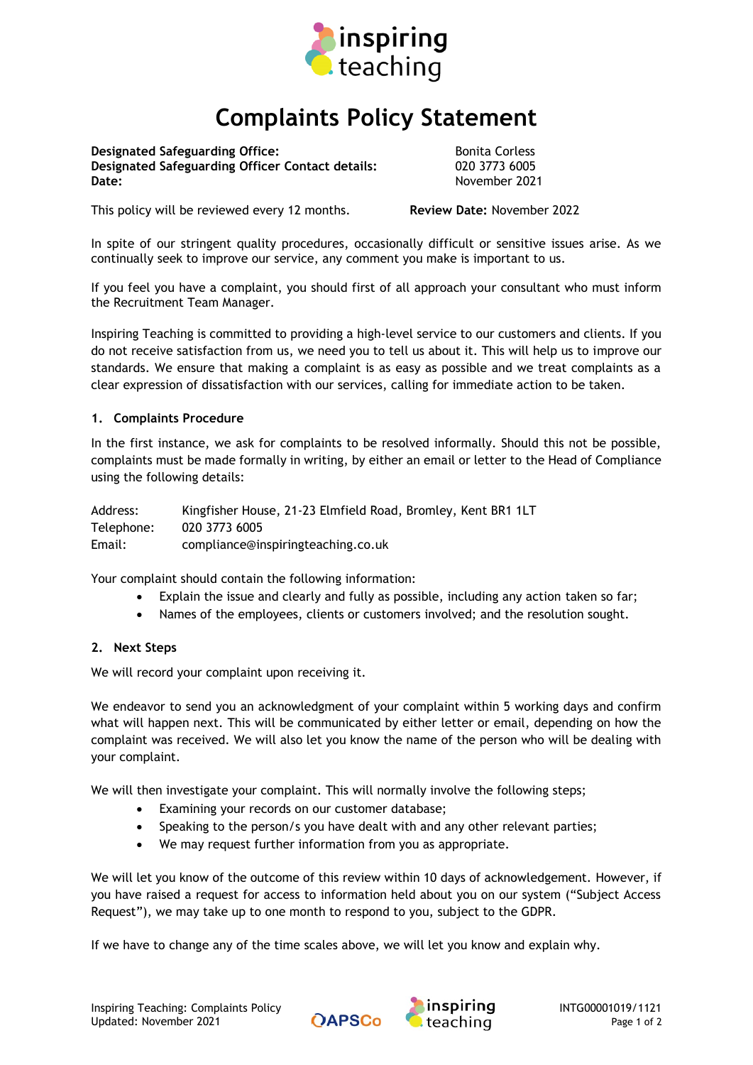# Complaints Policy Statement

| | |
|---|---|
| **Designated Safeguarding Office:** | Bonita Corless |
| **Designated Safeguarding Officer Contact details:** | 020 3773 6005 |
| **Date:** | November 2021 |

This policy will be reviewed every 12 months. **Review Date:** November 2022

In spite of our stringent quality procedures, occasionally difficult or sensitive issues arise. As we continually seek to improve our service, any comment you make is important to us.

If you feel you have a complaint, you should first of all approach your consultant who must inform the Recruitment Team Manager.

Inspiring Teaching is committed to providing a high-level service to our customers and clients. If you do not receive satisfaction from us, we need you to tell us about it. This will help us to improve our standards. We ensure that making a complaint is as easy as possible and we treat complaints as a clear expression of dissatisfaction with our services, calling for immediate action to be taken.

## 1. Complaints Procedure

In the first instance, we ask for complaints to be resolved informally. Should this not be possible, complaints must be made formally in writing, by either an email or letter to the Head of Compliance using the following details:

| | |
|---|---|
| Address: | Kingfisher House, 21-23 Elmfield Road, Bromley, Kent BR1 1LT |
| Telephone: | 020 3773 6005 |
| Email: | compliance@inspiringteaching.co.uk |

Your complaint should contain the following information:

- Explain the issue and clearly and fully as possible, including any action taken so far;
- Names of the employees, clients or customers involved; and the resolution sought.

## 2. Next Steps

We will record your complaint upon receiving it.

We endeavor to send you an acknowledgment of your complaint within 5 working days and confirm what will happen next. This will be communicated by either letter or email, depending on how the complaint was received. We will also let you know the name of the person who will be dealing with your complaint.

We will then investigate your complaint. This will normally involve the following steps;

- Examining your records on our customer database;
- Speaking to the person/s you have dealt with and any other relevant parties;
- We may request further information from you as appropriate.

We will let you know of the outcome of this review within 10 days of acknowledgement. However, if you have raised a request for access to information held about you on our system ("Subject Access Request"), we may take up to one month to respond to you, subject to the GDPR.

If we have to change any of the time scales above, we will let you know and explain why.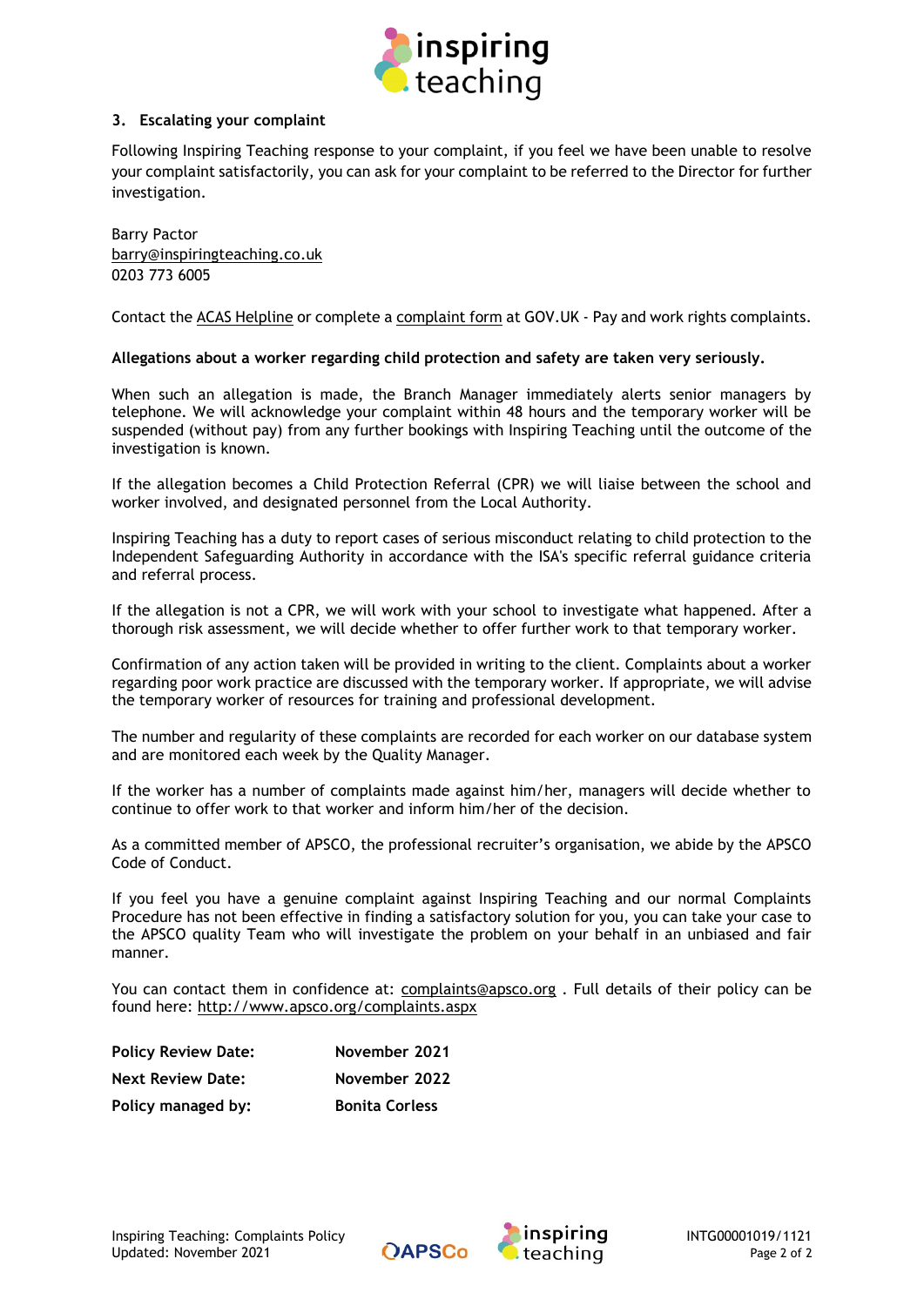## 3. Escalating your complaint

Following Inspiring Teaching response to your complaint, if you feel we have been unable to resolve your complaint satisfactorily, you can ask for your complaint to be referred to the Director for further investigation.

Barry Pactor
barry@inspiringteaching.co.uk
0203 773 6005

Contact the ACAS Helpline or complete a complaint form at GOV.UK - Pay and work rights complaints.

**Allegations about a worker regarding child protection and safety are taken very seriously.**

When such an allegation is made, the Branch Manager immediately alerts senior managers by telephone. We will acknowledge your complaint within 48 hours and the temporary worker will be suspended (without pay) from any further bookings with Inspiring Teaching until the outcome of the investigation is known.

If the allegation becomes a Child Protection Referral (CPR) we will liaise between the school and worker involved, and designated personnel from the Local Authority.

Inspiring Teaching has a duty to report cases of serious misconduct relating to child protection to the Independent Safeguarding Authority in accordance with the ISA's specific referral guidance criteria and referral process.

If the allegation is not a CPR, we will work with your school to investigate what happened. After a thorough risk assessment, we will decide whether to offer further work to that temporary worker.

Confirmation of any action taken will be provided in writing to the client. Complaints about a worker regarding poor work practice are discussed with the temporary worker. If appropriate, we will advise the temporary worker of resources for training and professional development.

The number and regularity of these complaints are recorded for each worker on our database system and are monitored each week by the Quality Manager.

If the worker has a number of complaints made against him/her, managers will decide whether to continue to offer work to that worker and inform him/her of the decision.

As a committed member of APSCO, the professional recruiter's organisation, we abide by the APSCO Code of Conduct.

If you feel you have a genuine complaint against Inspiring Teaching and our normal Complaints Procedure has not been effective in finding a satisfactory solution for you, you can take your case to the APSCO quality Team who will investigate the problem on your behalf in an unbiased and fair manner.

You can contact them in confidence at: complaints@apsco.org . Full details of their policy can be found here: http://www.apsco.org/complaints.aspx

| | |
|---|---|
| **Policy Review Date:** | **November 2021** |
| **Next Review Date:** | **November 2022** |
| **Policy managed by:** | **Bonita Corless** |